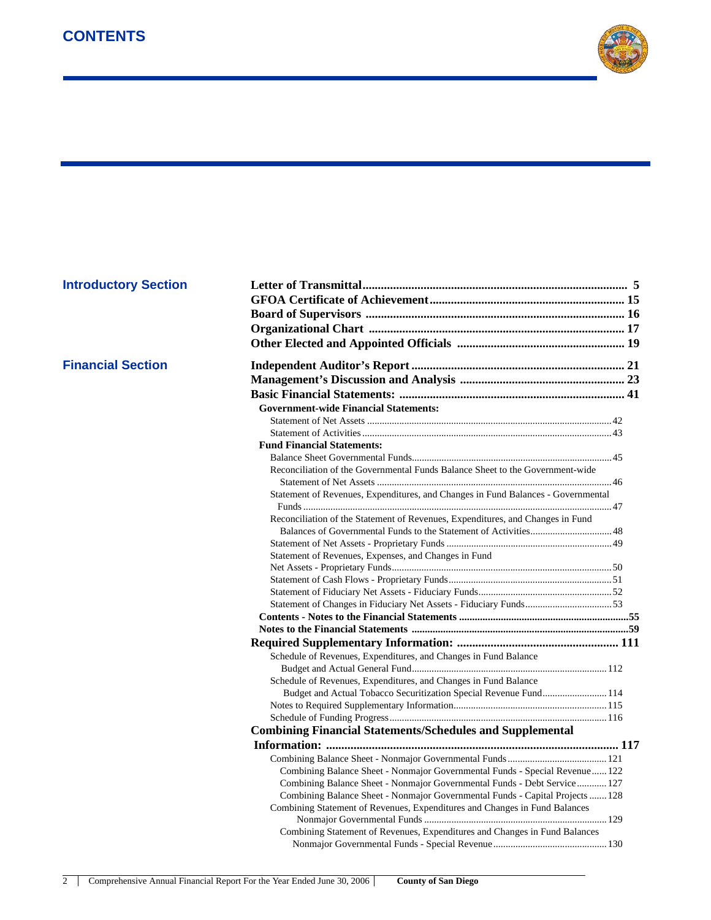# CONTENTS

## Introductory Section

**Letter of Transmittal** ........ 5
**GFOA Certificate of Achievement** ........ 15
**Board of Supervisors** ........ 16
**Organizational Chart** ........ 17
**Other Elected and Appointed Officials** ........ 19

## Financial Section

**Independent Auditor's Report** ........ 21
**Management's Discussion and Analysis** ........ 23
**Basic Financial Statements:** ........ 41

**Government-wide Financial Statements:**

- Statement of Net Assets ........ 42
- Statement of Activities ........ 43

**Fund Financial Statements:**

- Balance Sheet Governmental Funds ........ 45
- Reconciliation of the Governmental Funds Balance Sheet to the Government-wide Statement of Net Assets ........ 46
- Statement of Revenues, Expenditures, and Changes in Fund Balances - Governmental Funds ........ 47
- Reconciliation of the Statement of Revenues, Expenditures, and Changes in Fund Balances of Governmental Funds to the Statement of Activities ........ 48
- Statement of Net Assets - Proprietary Funds ........ 49
- Statement of Revenues, Expenses, and Changes in Fund Net Assets - Proprietary Funds ........ 50
- Statement of Cash Flows - Proprietary Funds ........ 51
- Statement of Fiduciary Net Assets - Fiduciary Funds ........ 52
- Statement of Changes in Fiduciary Net Assets - Fiduciary Funds ........ 53

**Contents - Notes to the Financial Statements** ........ 55
**Notes to the Financial Statements** ........ 59

**Required Supplementary Information:** ........ 111

- Schedule of Revenues, Expenditures, and Changes in Fund Balance Budget and Actual General Fund ........ 112
- Schedule of Revenues, Expenditures, and Changes in Fund Balance Budget and Actual Tobacco Securitization Special Revenue Fund ........ 114
- Notes to Required Supplementary Information ........ 115
- Schedule of Funding Progress ........ 116

**Combining Financial Statements/Schedules and Supplemental Information:** ........ 117

- Combining Balance Sheet - Nonmajor Governmental Funds ........ 121
  - Combining Balance Sheet - Nonmajor Governmental Funds - Special Revenue ........ 122
  - Combining Balance Sheet - Nonmajor Governmental Funds - Debt Service ........ 127
  - Combining Balance Sheet - Nonmajor Governmental Funds - Capital Projects ........ 128
- Combining Statement of Revenues, Expenditures and Changes in Fund Balances Nonmajor Governmental Funds ........ 129
  - Combining Statement of Revenues, Expenditures and Changes in Fund Balances Nonmajor Governmental Funds - Special Revenue ........ 130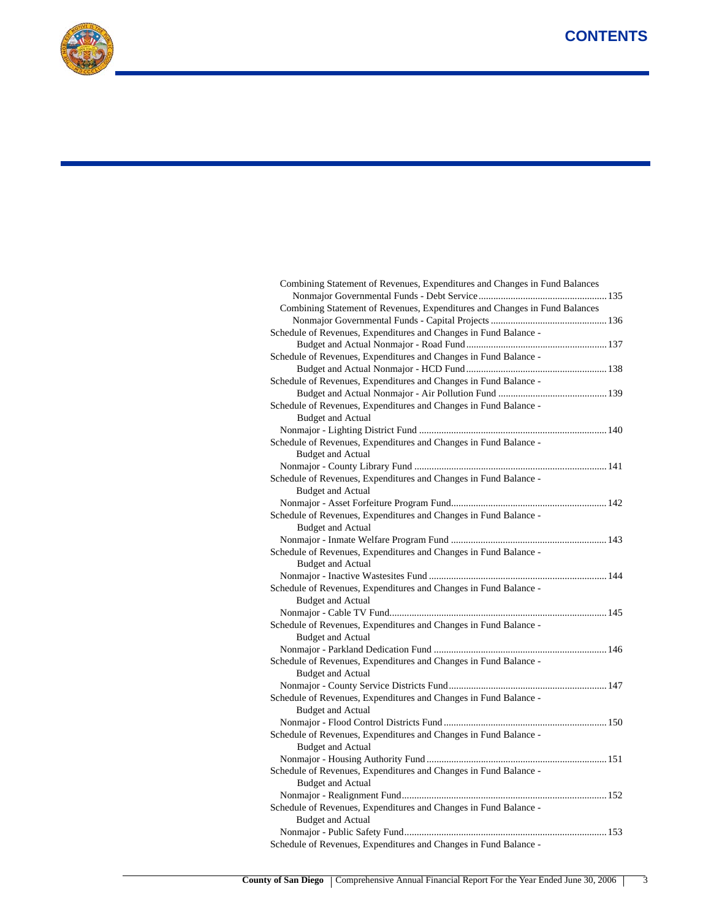# CONTENTS

Combining Statement of Revenues, Expenditures and Changes in Fund Balances
Nonmajor Governmental Funds - Debt Service ....................................................135

Combining Statement of Revenues, Expenditures and Changes in Fund Balances
Nonmajor Governmental Funds - Capital Projects ..............................................136

Schedule of Revenues, Expenditures and Changes in Fund Balance -
Budget and Actual Nonmajor - Road Fund........................................................137

Schedule of Revenues, Expenditures and Changes in Fund Balance -
Budget and Actual Nonmajor - HCD Fund........................................................138

Schedule of Revenues, Expenditures and Changes in Fund Balance -
Budget and Actual Nonmajor - Air Pollution Fund ...........................................139

Schedule of Revenues, Expenditures and Changes in Fund Balance -
Budget and Actual
Nonmajor - Lighting District Fund ...........................................................................140

Schedule of Revenues, Expenditures and Changes in Fund Balance -
Budget and Actual
Nonmajor - County Library Fund .............................................................................141

Schedule of Revenues, Expenditures and Changes in Fund Balance -
Budget and Actual
Nonmajor - Asset Forfeiture Program Fund..............................................................142

Schedule of Revenues, Expenditures and Changes in Fund Balance -
Budget and Actual
Nonmajor - Inmate Welfare Program Fund ..............................................................143

Schedule of Revenues, Expenditures and Changes in Fund Balance -
Budget and Actual
Nonmajor - Inactive Wastesites Fund .......................................................................144

Schedule of Revenues, Expenditures and Changes in Fund Balance -
Budget and Actual
Nonmajor - Cable TV Fund.......................................................................................145

Schedule of Revenues, Expenditures and Changes in Fund Balance -
Budget and Actual
Nonmajor - Parkland Dedication Fund .....................................................................146

Schedule of Revenues, Expenditures and Changes in Fund Balance -
Budget and Actual
Nonmajor - County Service Districts Fund...............................................................147

Schedule of Revenues, Expenditures and Changes in Fund Balance -
Budget and Actual
Nonmajor - Flood Control Districts Fund .................................................................150

Schedule of Revenues, Expenditures and Changes in Fund Balance -
Budget and Actual
Nonmajor - Housing Authority Fund ........................................................................151

Schedule of Revenues, Expenditures and Changes in Fund Balance -
Budget and Actual
Nonmajor - Realignment Fund..................................................................................152

Schedule of Revenues, Expenditures and Changes in Fund Balance -
Budget and Actual
Nonmajor - Public Safety Fund.................................................................................153

Schedule of Revenues, Expenditures and Changes in Fund Balance -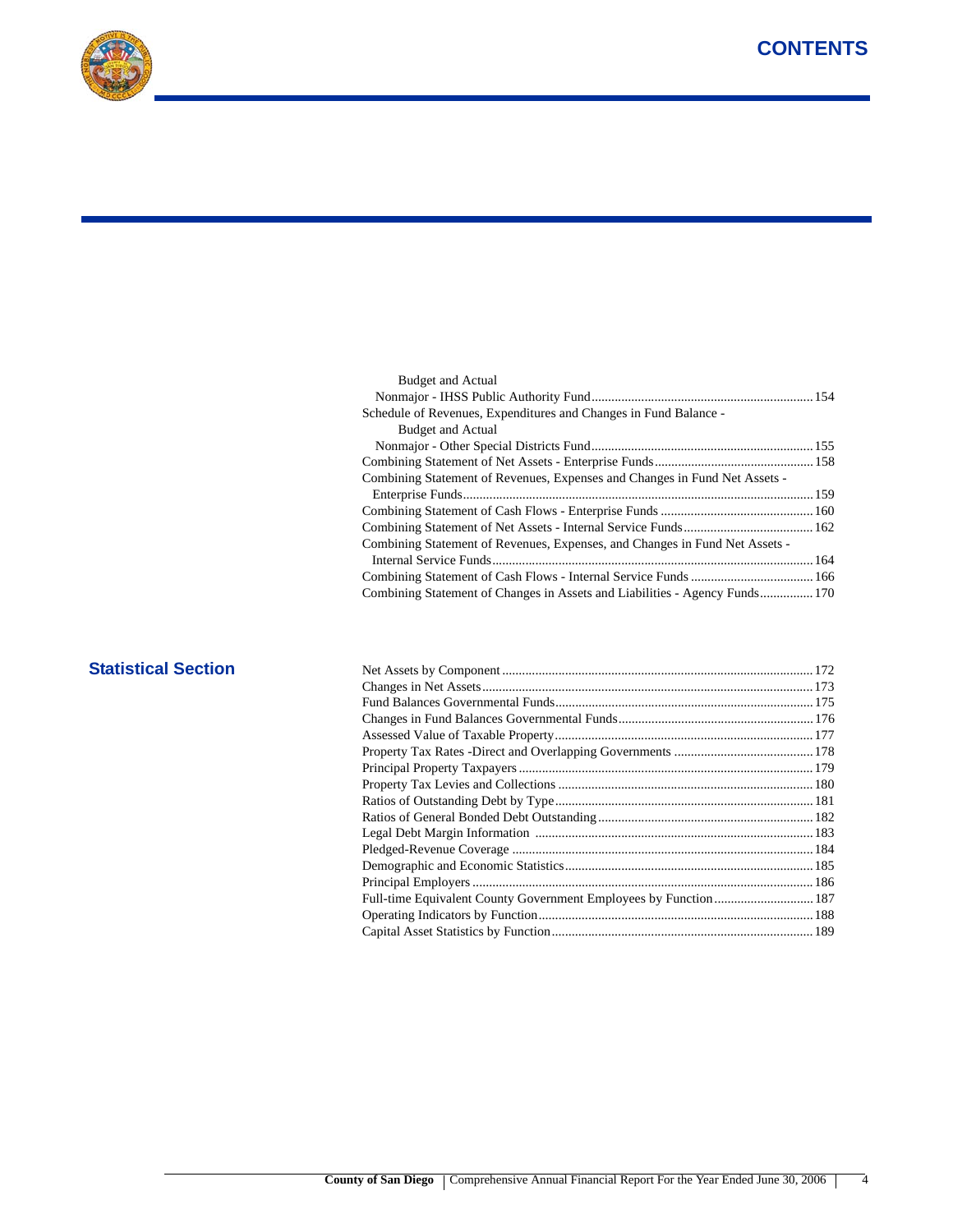Budget and Actual
Nonmajor - IHSS Public Authority Fund .................................................................. 154
Schedule of Revenues, Expenditures and Changes in Fund Balance -
Budget and Actual
Nonmajor - Other Special Districts Fund .................................................................. 155
Combining Statement of Net Assets - Enterprise Funds ................................................ 158
Combining Statement of Revenues, Expenses and Changes in Fund Net Assets -
Enterprise Funds ......................................................................................................... 159
Combining Statement of Cash Flows - Enterprise Funds .............................................. 160
Combining Statement of Net Assets - Internal Service Funds ....................................... 162
Combining Statement of Revenues, Expenses, and Changes in Fund Net Assets -
Internal Service Funds ................................................................................................ 164
Combining Statement of Cash Flows - Internal Service Funds ..................................... 166
Combining Statement of Changes in Assets and Liabilities - Agency Funds ................ 170

## Statistical Section

Net Assets by Component ............................................................................................. 172
Changes in Net Assets ................................................................................................... 173
Fund Balances Governmental Funds ............................................................................. 175
Changes in Fund Balances Governmental Funds .......................................................... 176
Assessed Value of Taxable Property ............................................................................. 177
Property Tax Rates -Direct and Overlapping Governments .......................................... 178
Principal Property Taxpayers ........................................................................................ 179
Property Tax Levies and Collections ............................................................................ 180
Ratios of Outstanding Debt by Type ............................................................................. 181
Ratios of General Bonded Debt Outstanding ................................................................ 182
Legal Debt Margin Information ................................................................................... 183
Pledged-Revenue Coverage .......................................................................................... 184
Demographic and Economic Statistics ......................................................................... 185
Principal Employers ...................................................................................................... 186
Full-time Equivalent County Government Employees by Function ............................. 187
Operating Indicators by Function .................................................................................. 188
Capital Asset Statistics by Function .............................................................................. 189